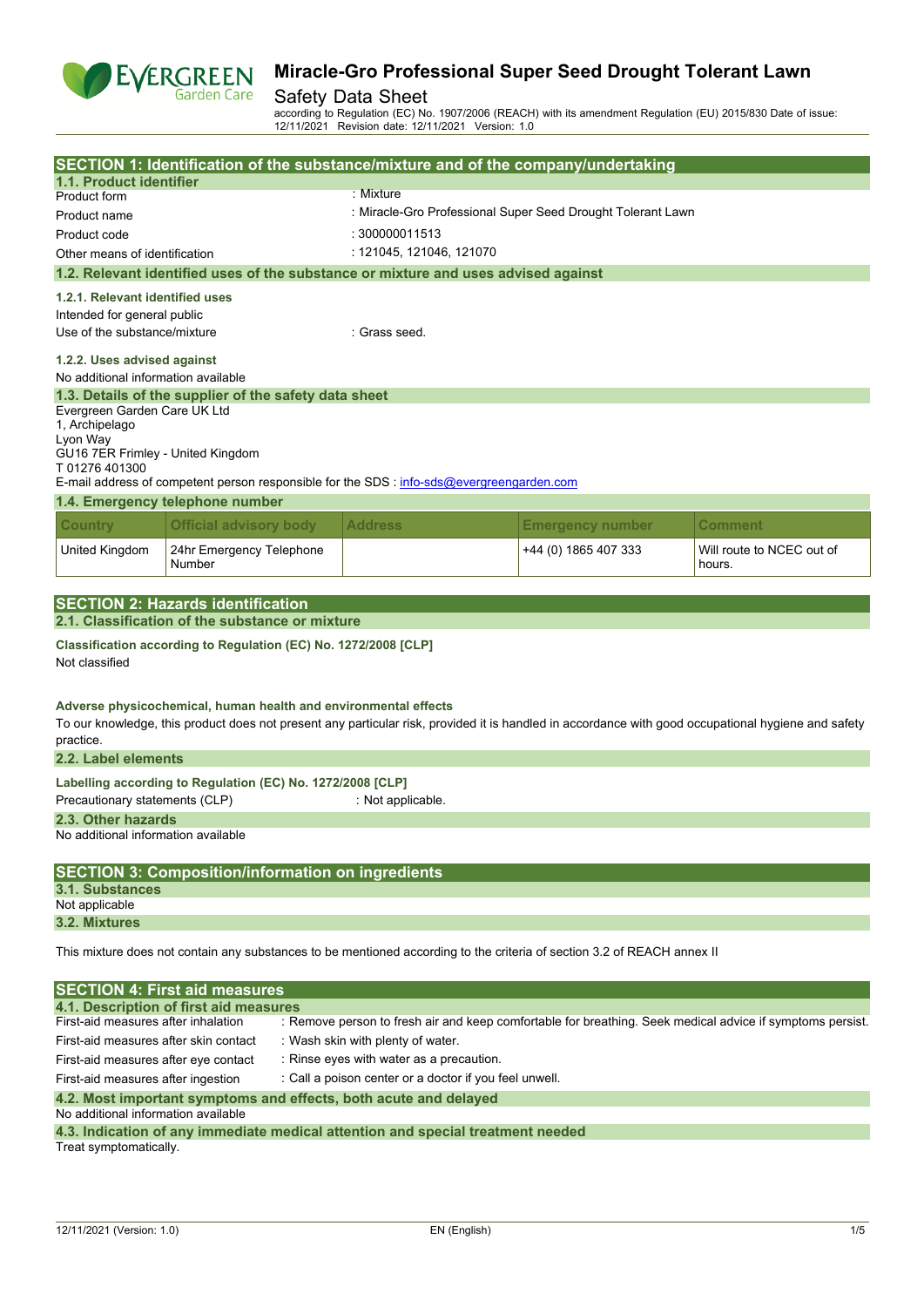# Miracle-Gro Professional Super Seed Drought Tolerant Lawn

Safety Data Sheet

according to Regulation (EC) No. 1907/2006 (REACH) with its amendment Regulation (EU) 2015/830 Date of issue: 12/11/2021 Revision date: 12/11/2021 Version: 1.0

## SECTION 1: Identification of the substance/mixture and of the company/undertaking

### 1.1. Product identifier

| | |
|---|---|
| Product form | : Mixture |
| Product name | : Miracle-Gro Professional Super Seed Drought Tolerant Lawn |
| Product code | : 300000011513 |
| Other means of identification | : 121045, 121046, 121070 |

### 1.2. Relevant identified uses of the substance or mixture and uses advised against

#### 1.2.1. Relevant identified uses

Intended for general public

Use of the substance/mixture : Grass seed.

#### 1.2.2. Uses advised against

No additional information available

### 1.3. Details of the supplier of the safety data sheet

Evergreen Garden Care UK Ltd
1, Archipelago
Lyon Way
GU16 7ER Frimley - United Kingdom
T 01276 401300

E-mail address of competent person responsible for the SDS : info-sds@evergreengarden.com

### 1.4. Emergency telephone number

| Country | Official advisory body | Address | Emergency number | Comment |
|---|---|---|---|---|
| United Kingdom | 24hr Emergency Telephone Number | | +44 (0) 1865 407 333 | Will route to NCEC out of hours. |

## SECTION 2: Hazards identification

### 2.1. Classification of the substance or mixture

**Classification according to Regulation (EC) No. 1272/2008 [CLP]**

Not classified

**Adverse physicochemical, human health and environmental effects**

To our knowledge, this product does not present any particular risk, provided it is handled in accordance with good occupational hygiene and safety practice.

### 2.2. Label elements

**Labelling according to Regulation (EC) No. 1272/2008 [CLP]**

Precautionary statements (CLP) : Not applicable.

### 2.3. Other hazards

No additional information available

## SECTION 3: Composition/information on ingredients

### 3.1. Substances

Not applicable

### 3.2. Mixtures

This mixture does not contain any substances to be mentioned according to the criteria of section 3.2 of REACH annex II

## SECTION 4: First aid measures

### 4.1. Description of first aid measures

| | |
|---|---|
| First-aid measures after inhalation | : Remove person to fresh air and keep comfortable for breathing. Seek medical advice if symptoms persist. |
| First-aid measures after skin contact | : Wash skin with plenty of water. |
| First-aid measures after eye contact | : Rinse eyes with water as a precaution. |
| First-aid measures after ingestion | : Call a poison center or a doctor if you feel unwell. |

### 4.2. Most important symptoms and effects, both acute and delayed

No additional information available

### 4.3. Indication of any immediate medical attention and special treatment needed

Treat symptomatically.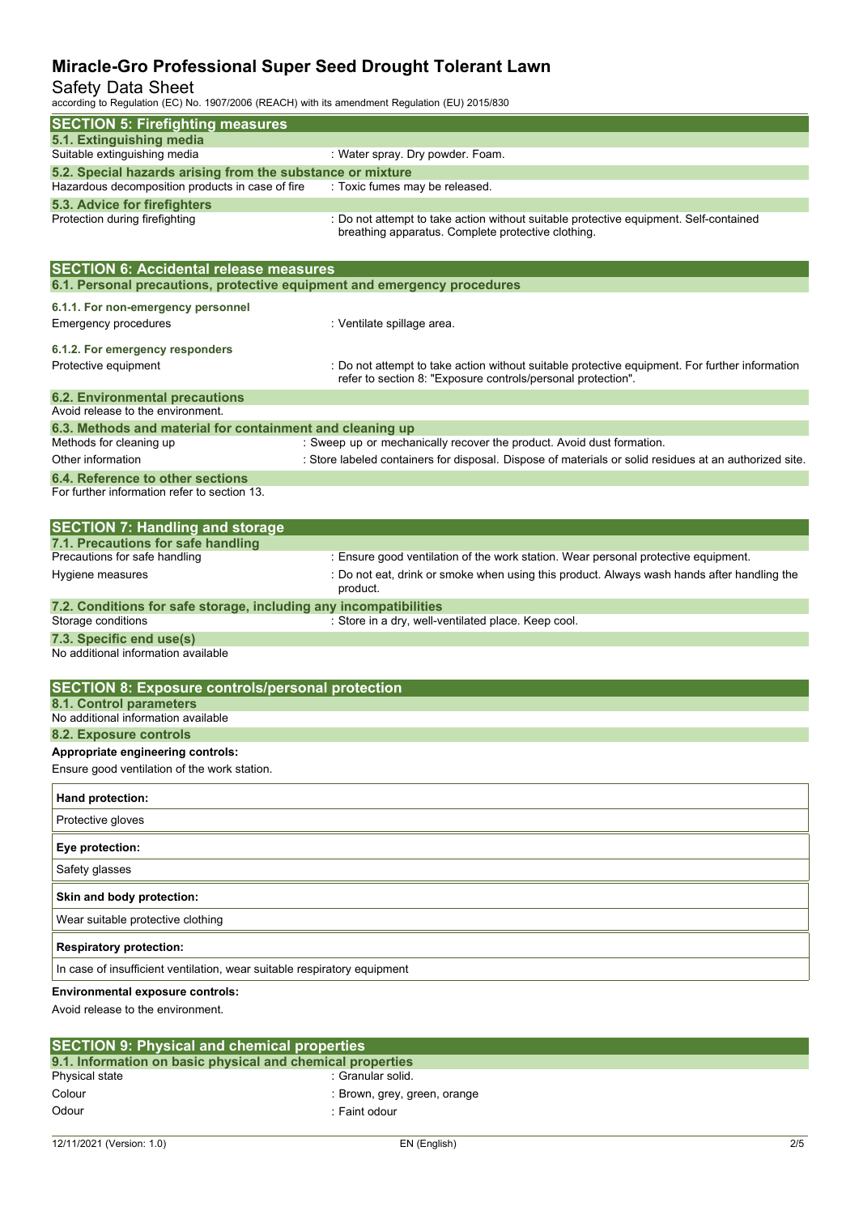## SECTION 5: Firefighting measures

### 5.1. Extinguishing media

Suitable extinguishing media : Water spray. Dry powder. Foam.

### 5.2. Special hazards arising from the substance or mixture

Hazardous decomposition products in case of fire : Toxic fumes may be released.

### 5.3. Advice for firefighters

Protection during firefighting : Do not attempt to take action without suitable protective equipment. Self-contained breathing apparatus. Complete protective clothing.

## SECTION 6: Accidental release measures

### 6.1. Personal precautions, protective equipment and emergency procedures

#### 6.1.1. For non-emergency personnel

Emergency procedures : Ventilate spillage area.

#### 6.1.2. For emergency responders

Protective equipment : Do not attempt to take action without suitable protective equipment. For further information refer to section 8: "Exposure controls/personal protection".

### 6.2. Environmental precautions

Avoid release to the environment.

### 6.3. Methods and material for containment and cleaning up

Methods for cleaning up : Sweep up or mechanically recover the product. Avoid dust formation.

Other information : Store labeled containers for disposal. Dispose of materials or solid residues at an authorized site.

### 6.4. Reference to other sections

For further information refer to section 13.

## SECTION 7: Handling and storage

### 7.1. Precautions for safe handling

Precautions for safe handling : Ensure good ventilation of the work station. Wear personal protective equipment.

Hygiene measures : Do not eat, drink or smoke when using this product. Always wash hands after handling the product.

### 7.2. Conditions for safe storage, including any incompatibilities

Storage conditions : Store in a dry, well-ventilated place. Keep cool.

### 7.3. Specific end use(s)

No additional information available

## SECTION 8: Exposure controls/personal protection

### 8.1. Control parameters

No additional information available

### 8.2. Exposure controls

**Appropriate engineering controls:**

Ensure good ventilation of the work station.

| **Hand protection:** |
|---|
| Protective gloves |

| **Eye protection:** |
|---|
| Safety glasses |

| **Skin and body protection:** |
|---|
| Wear suitable protective clothing |

| **Respiratory protection:** |
|---|
| In case of insufficient ventilation, wear suitable respiratory equipment |

**Environmental exposure controls:**

Avoid release to the environment.

## SECTION 9: Physical and chemical properties

### 9.1. Information on basic physical and chemical properties

Physical state : Granular solid.

Colour : Brown, grey, green, orange

Odour : Faint odour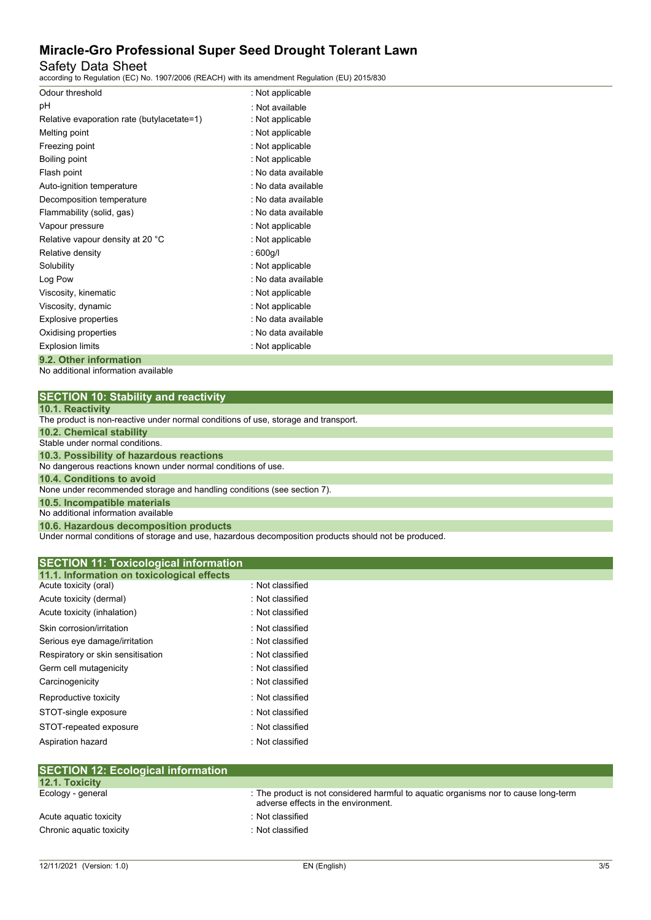| | |
|---|---|
| Odour threshold | : Not applicable |
| pH | : Not available |
| Relative evaporation rate (butylacetate=1) | : Not applicable |
| Melting point | : Not applicable |
| Freezing point | : Not applicable |
| Boiling point | : Not applicable |
| Flash point | : No data available |
| Auto-ignition temperature | : No data available |
| Decomposition temperature | : No data available |
| Flammability (solid, gas) | : No data available |
| Vapour pressure | : Not applicable |
| Relative vapour density at 20 °C | : Not applicable |
| Relative density | : 600g/l |
| Solubility | : Not applicable |
| Log Pow | : No data available |
| Viscosity, kinematic | : Not applicable |
| Viscosity, dynamic | : Not applicable |
| Explosive properties | : No data available |
| Oxidising properties | : No data available |
| Explosion limits | : Not applicable |

### 9.2. Other information

No additional information available

## SECTION 10: Stability and reactivity

### 10.1. Reactivity

The product is non-reactive under normal conditions of use, storage and transport.

### 10.2. Chemical stability

Stable under normal conditions.

### 10.3. Possibility of hazardous reactions

No dangerous reactions known under normal conditions of use.

### 10.4. Conditions to avoid

None under recommended storage and handling conditions (see section 7).

### 10.5. Incompatible materials

No additional information available

### 10.6. Hazardous decomposition products

Under normal conditions of storage and use, hazardous decomposition products should not be produced.

## SECTION 11: Toxicological information

### 11.1. Information on toxicological effects

| | |
|---|---|
| Acute toxicity (oral) | : Not classified |
| Acute toxicity (dermal) | : Not classified |
| Acute toxicity (inhalation) | : Not classified |
| Skin corrosion/irritation | : Not classified |
| Serious eye damage/irritation | : Not classified |
| Respiratory or skin sensitisation | : Not classified |
| Germ cell mutagenicity | : Not classified |
| Carcinogenicity | : Not classified |
| Reproductive toxicity | : Not classified |
| STOT-single exposure | : Not classified |
| STOT-repeated exposure | : Not classified |
| Aspiration hazard | : Not classified |

## SECTION 12: Ecological information

### 12.1. Toxicity

| | |
|---|---|
| Ecology - general | : The product is not considered harmful to aquatic organisms nor to cause long-term adverse effects in the environment. |
| Acute aquatic toxicity | : Not classified |
| Chronic aquatic toxicity | : Not classified |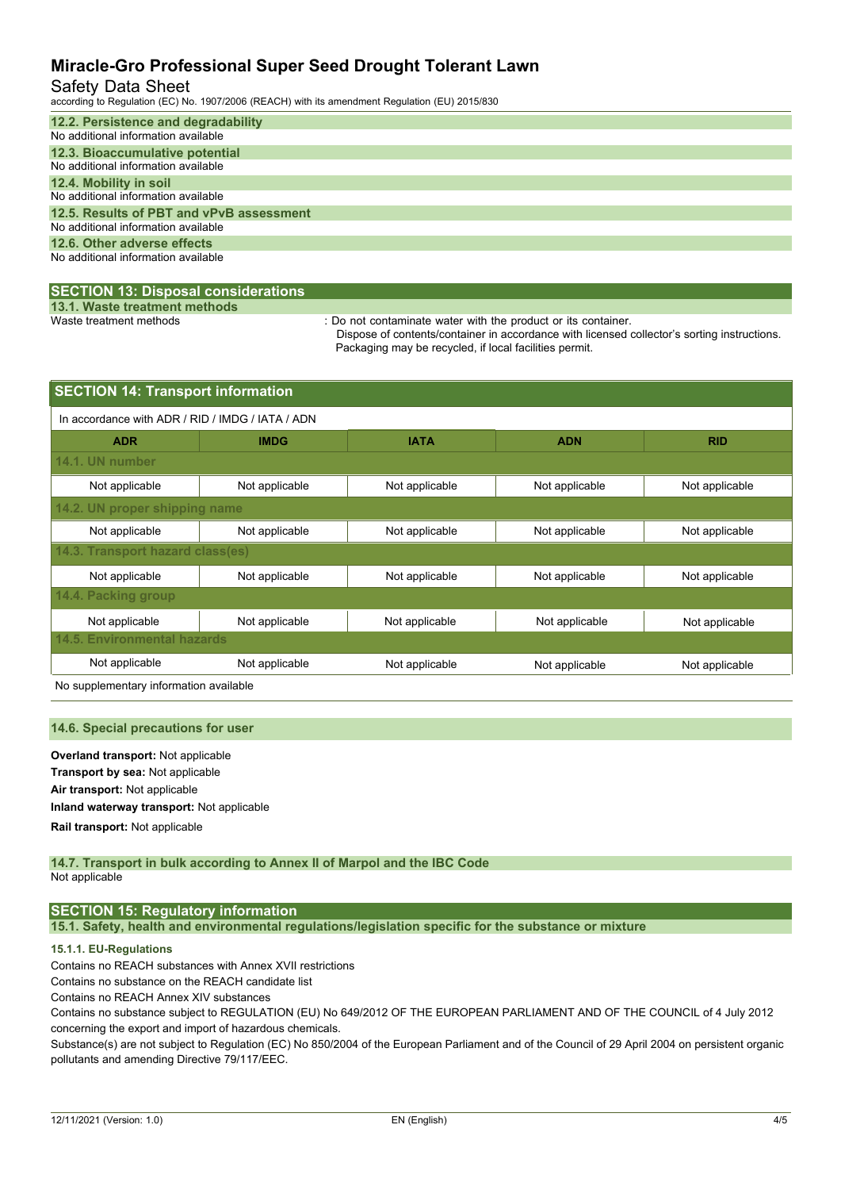### 12.2. Persistence and degradability

No additional information available

### 12.3. Bioaccumulative potential

No additional information available

### 12.4. Mobility in soil

No additional information available

### 12.5. Results of PBT and vPvB assessment

No additional information available

### 12.6. Other adverse effects

No additional information available

## SECTION 13: Disposal considerations

### 13.1. Waste treatment methods

Waste treatment methods : Do not contaminate water with the product or its container.
Dispose of contents/container in accordance with licensed collector's sorting instructions.
Packaging may be recycled, if local facilities permit.

## SECTION 14: Transport information

In accordance with ADR / RID / IMDG / IATA / ADN

| ADR | IMDG | IATA | ADN | RID |
|---|---|---|---|---|
| **14.1. UN number** | | | | |
| Not applicable | Not applicable | Not applicable | Not applicable | Not applicable |
| **14.2. UN proper shipping name** | | | | |
| Not applicable | Not applicable | Not applicable | Not applicable | Not applicable |
| **14.3. Transport hazard class(es)** | | | | |
| Not applicable | Not applicable | Not applicable | Not applicable | Not applicable |
| **14.4. Packing group** | | | | |
| Not applicable | Not applicable | Not applicable | Not applicable | Not applicable |
| **14.5. Environmental hazards** | | | | |
| Not applicable | Not applicable | Not applicable | Not applicable | Not applicable |

No supplementary information available

### 14.6. Special precautions for user

**Overland transport:** Not applicable

**Transport by sea:** Not applicable

**Air transport:** Not applicable

**Inland waterway transport:** Not applicable

**Rail transport:** Not applicable

### 14.7. Transport in bulk according to Annex II of Marpol and the IBC Code

Not applicable

## SECTION 15: Regulatory information

### 15.1. Safety, health and environmental regulations/legislation specific for the substance or mixture

#### 15.1.1. EU-Regulations

Contains no REACH substances with Annex XVII restrictions

Contains no substance on the REACH candidate list

Contains no REACH Annex XIV substances

Contains no substance subject to REGULATION (EU) No 649/2012 OF THE EUROPEAN PARLIAMENT AND OF THE COUNCIL of 4 July 2012 concerning the export and import of hazardous chemicals.

Substance(s) are not subject to Regulation (EC) No 850/2004 of the European Parliament and of the Council of 29 April 2004 on persistent organic pollutants and amending Directive 79/117/EEC.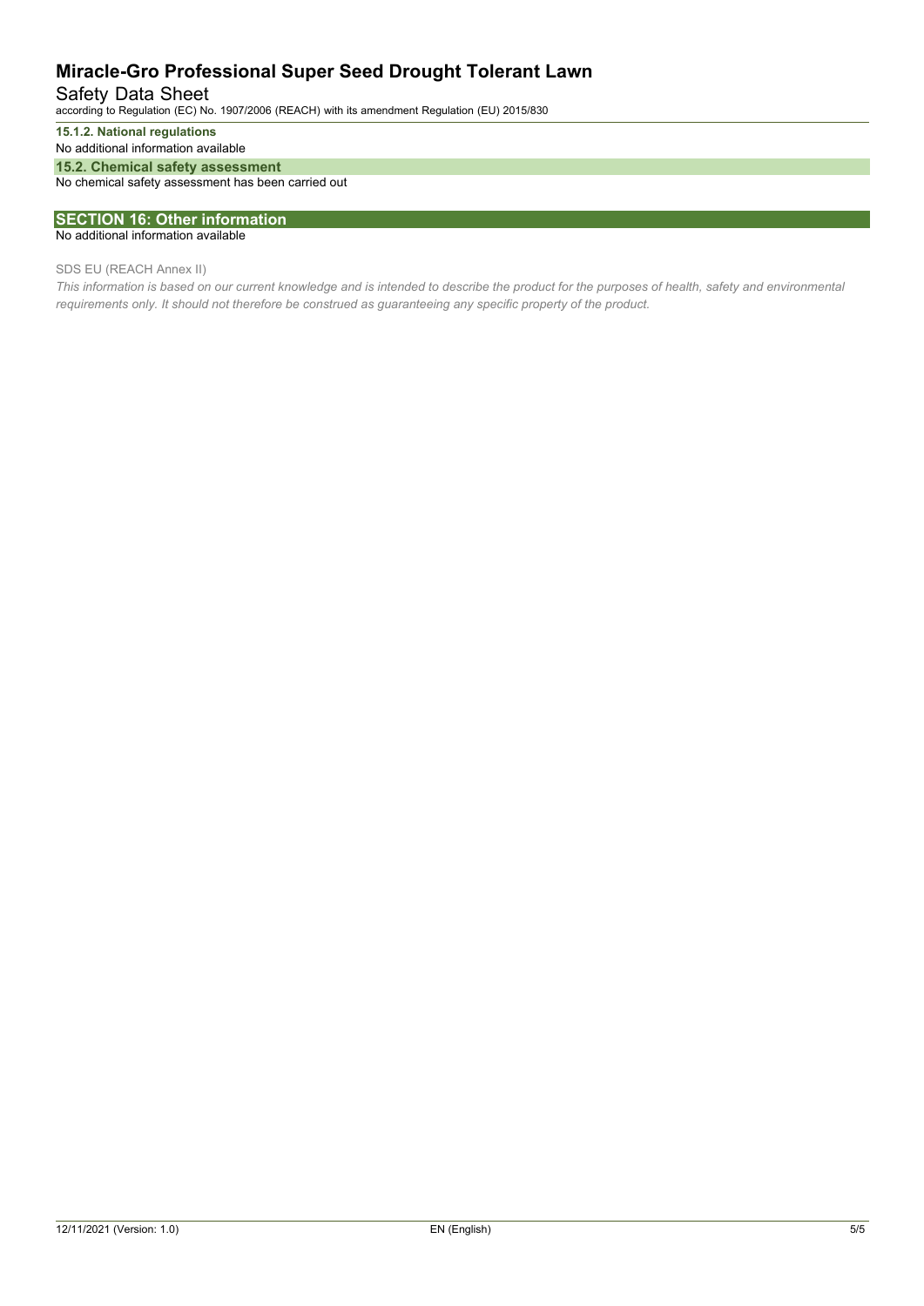#### 15.1.2. National regulations

No additional information available

### 15.2. Chemical safety assessment

No chemical safety assessment has been carried out

## SECTION 16: Other information

No additional information available

SDS EU (REACH Annex II)

*This information is based on our current knowledge and is intended to describe the product for the purposes of health, safety and environmental requirements only. It should not therefore be construed as guaranteeing any specific property of the product.*